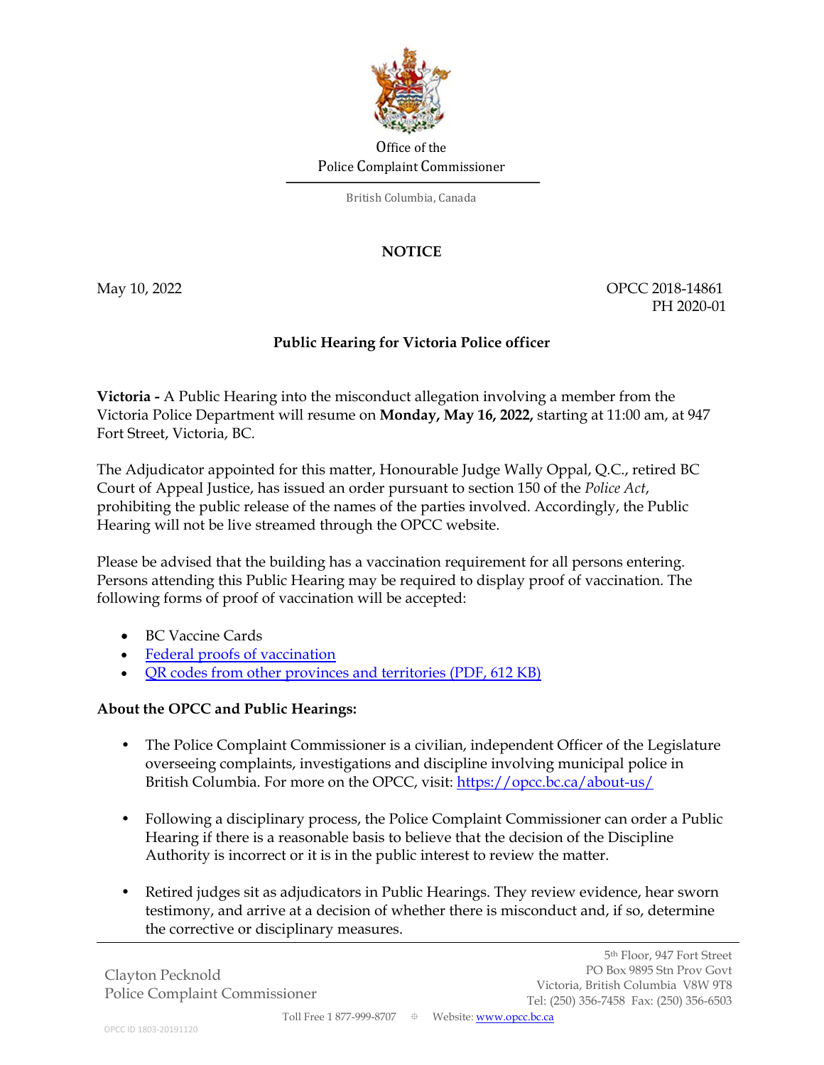Office of the
Police Complaint Commissioner

British Columbia, Canada

# NOTICE

May 10, 2022

OPCC 2018-14861
PH 2020-01

## Public Hearing for Victoria Police officer

**Victoria -** A Public Hearing into the misconduct allegation involving a member from the Victoria Police Department will resume on **Monday, May 16, 2022,** starting at 11:00 am, at 947 Fort Street, Victoria, BC.

The Adjudicator appointed for this matter, Honourable Judge Wally Oppal, Q.C., retired BC Court of Appeal Justice, has issued an order pursuant to section 150 of the *Police Act*, prohibiting the public release of the names of the parties involved. Accordingly, the Public Hearing will not be live streamed through the OPCC website.

Please be advised that the building has a vaccination requirement for all persons entering. Persons attending this Public Hearing may be required to display proof of vaccination. The following forms of proof of vaccination will be accepted:

- BC Vaccine Cards
- [Federal proofs of vaccination]
- [QR codes from other provinces and territories (PDF, 612 KB)]

**About the OPCC and Public Hearings:**

- The Police Complaint Commissioner is a civilian, independent Officer of the Legislature overseeing complaints, investigations and discipline involving municipal police in British Columbia. For more on the OPCC, visit: https://opcc.bc.ca/about-us/

- Following a disciplinary process, the Police Complaint Commissioner can order a Public Hearing if there is a reasonable basis to believe that the decision of the Discipline Authority is incorrect or it is in the public interest to review the matter.

- Retired judges sit as adjudicators in Public Hearings. They review evidence, hear sworn testimony, and arrive at a decision of whether there is misconduct and, if so, determine the corrective or disciplinary measures.

Clayton Pecknold
Police Complaint Commissioner

5th Floor, 947 Fort Street
PO Box 9895 Stn Prov Govt
Victoria, British Columbia V8W 9T8
Tel: (250) 356-7458 Fax: (250) 356-6503

Toll Free 1 877-999-8707 Website: www.opcc.bc.ca

OPCC ID 1803-20191120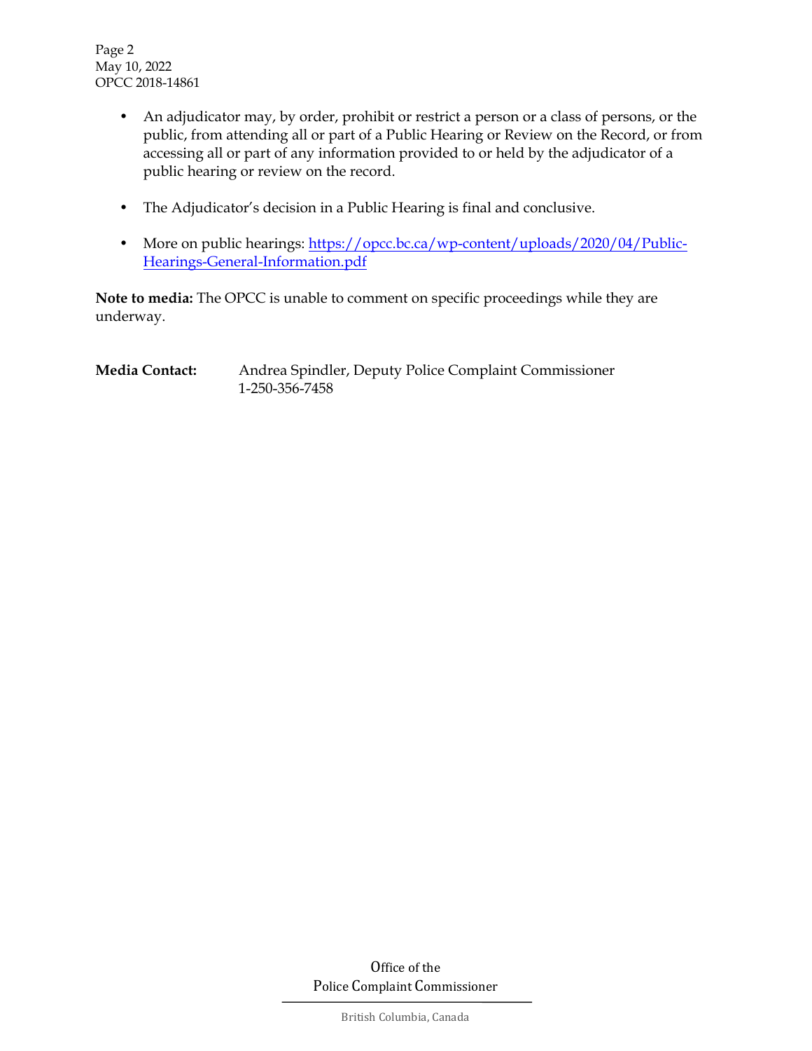- An adjudicator may, by order, prohibit or restrict a person or a class of persons, or the public, from attending all or part of a Public Hearing or Review on the Record, or from accessing all or part of any information provided to or held by the adjudicator of a public hearing or review on the record.

- The Adjudicator's decision in a Public Hearing is final and conclusive.

- More on public hearings: [https://opcc.bc.ca/wp-content/uploads/2020/04/Public-Hearings-General-Information.pdf](https://opcc.bc.ca/wp-content/uploads/2020/04/Public-Hearings-General-Information.pdf)

**Note to media:** The OPCC is unable to comment on specific proceedings while they are underway.

**Media Contact:** Andrea Spindler, Deputy Police Complaint Commissioner
1-250-356-7458